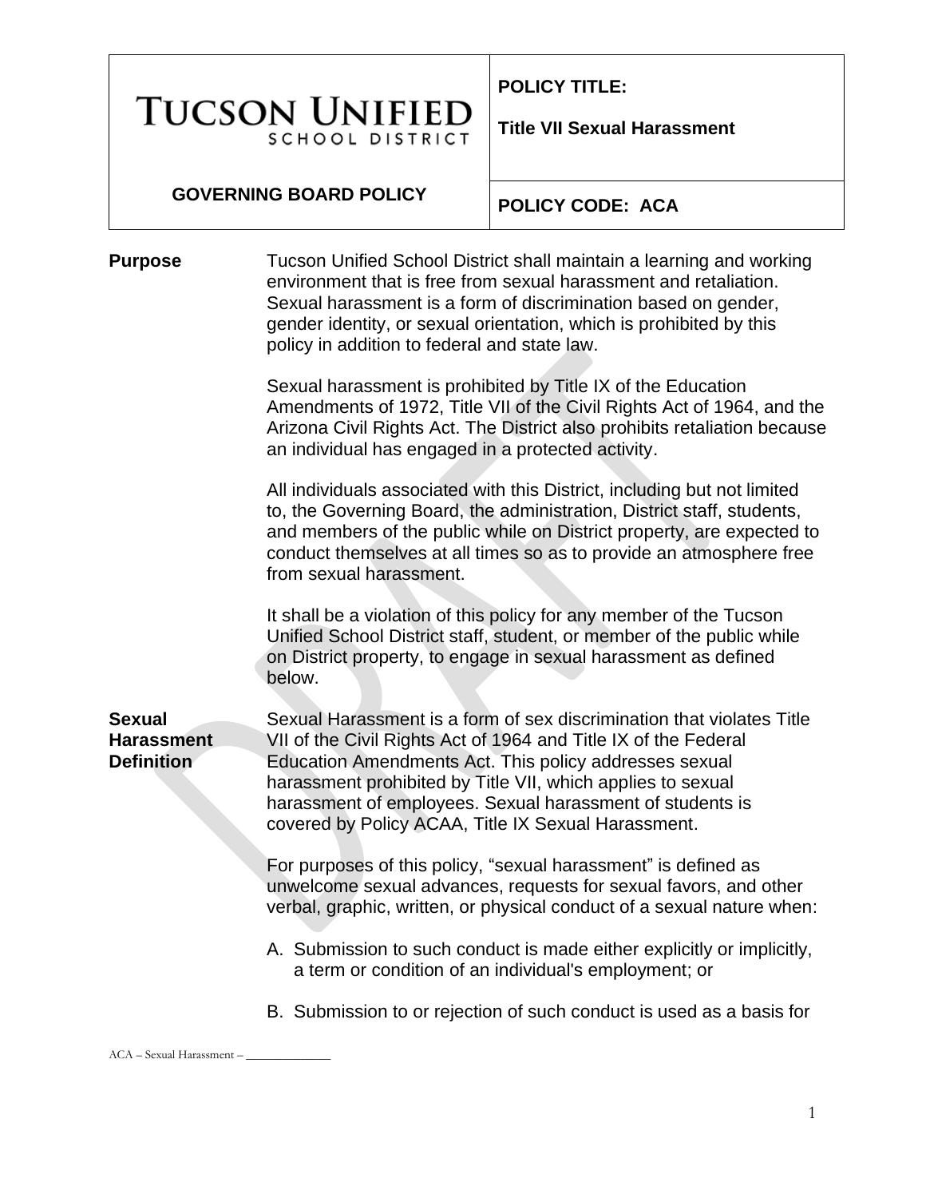# Tucson Unified School District

**GOVERNING BOARD POLICY**

**POLICY TITLE:** Title VII Sexual Harassment

**POLICY CODE: ACA**

## Purpose

Tucson Unified School District shall maintain a learning and working environment that is free from sexual harassment and retaliation. Sexual harassment is a form of discrimination based on gender, gender identity, or sexual orientation, which is prohibited by this policy in addition to federal and state law.

Sexual harassment is prohibited by Title IX of the Education Amendments of 1972, Title VII of the Civil Rights Act of 1964, and the Arizona Civil Rights Act. The District also prohibits retaliation because an individual has engaged in a protected activity.

All individuals associated with this District, including but not limited to, the Governing Board, the administration, District staff, students, and members of the public while on District property, are expected to conduct themselves at all times so as to provide an atmosphere free from sexual harassment.

It shall be a violation of this policy for any member of the Tucson Unified School District staff, student, or member of the public while on District property, to engage in sexual harassment as defined below.

## Sexual Harassment Definition

Sexual Harassment is a form of sex discrimination that violates Title VII of the Civil Rights Act of 1964 and Title IX of the Federal Education Amendments Act. This policy addresses sexual harassment prohibited by Title VII, which applies to sexual harassment of employees. Sexual harassment of students is covered by Policy ACAA, Title IX Sexual Harassment.

For purposes of this policy, "sexual harassment" is defined as unwelcome sexual advances, requests for sexual favors, and other verbal, graphic, written, or physical conduct of a sexual nature when:

A. Submission to such conduct is made either explicitly or implicitly, a term or condition of an individual's employment; or

B. Submission to or rejection of such conduct is used as a basis for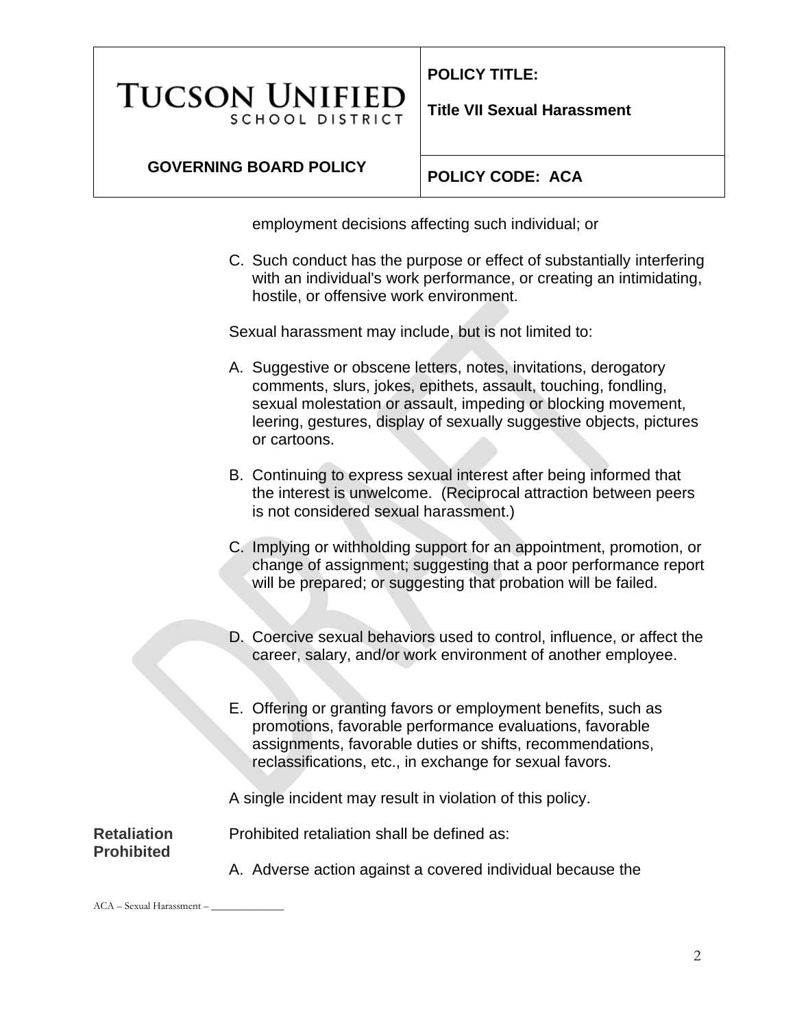employment decisions affecting such individual; or

C. Such conduct has the purpose or effect of substantially interfering with an individual's work performance, or creating an intimidating, hostile, or offensive work environment.

Sexual harassment may include, but is not limited to:

A. Suggestive or obscene letters, notes, invitations, derogatory comments, slurs, jokes, epithets, assault, touching, fondling, sexual molestation or assault, impeding or blocking movement, leering, gestures, display of sexually suggestive objects, pictures or cartoons.

B. Continuing to express sexual interest after being informed that the interest is unwelcome. (Reciprocal attraction between peers is not considered sexual harassment.)

C. Implying or withholding support for an appointment, promotion, or change of assignment; suggesting that a poor performance report will be prepared; or suggesting that probation will be failed.

D. Coercive sexual behaviors used to control, influence, or affect the career, salary, and/or work environment of another employee.

E. Offering or granting favors or employment benefits, such as promotions, favorable performance evaluations, favorable assignments, favorable duties or shifts, recommendations, reclassifications, etc., in exchange for sexual favors.

A single incident may result in violation of this policy.

**Retaliation Prohibited**

Prohibited retaliation shall be defined as:

A. Adverse action against a covered individual because the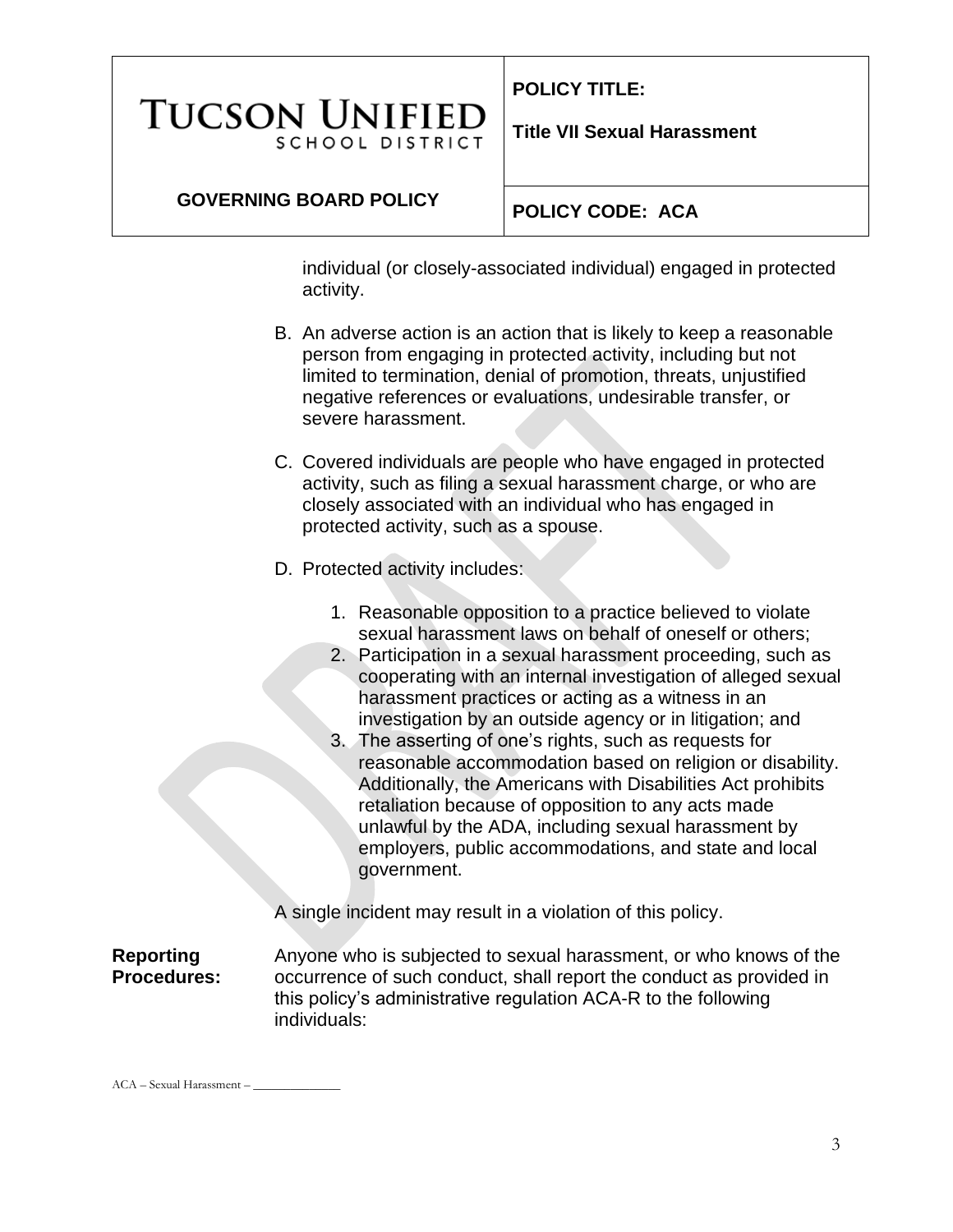individual (or closely-associated individual) engaged in protected activity.

B. An adverse action is an action that is likely to keep a reasonable person from engaging in protected activity, including but not limited to termination, denial of promotion, threats, unjustified negative references or evaluations, undesirable transfer, or severe harassment.

C. Covered individuals are people who have engaged in protected activity, such as filing a sexual harassment charge, or who are closely associated with an individual who has engaged in protected activity, such as a spouse.

D. Protected activity includes:

   1. Reasonable opposition to a practice believed to violate sexual harassment laws on behalf of oneself or others;
   2. Participation in a sexual harassment proceeding, such as cooperating with an internal investigation of alleged sexual harassment practices or acting as a witness in an investigation by an outside agency or in litigation; and
   3. The asserting of one's rights, such as requests for reasonable accommodation based on religion or disability. Additionally, the Americans with Disabilities Act prohibits retaliation because of opposition to any acts made unlawful by the ADA, including sexual harassment by employers, public accommodations, and state and local government.

A single incident may result in a violation of this policy.

**Reporting Procedures:** Anyone who is subjected to sexual harassment, or who knows of the occurrence of such conduct, shall report the conduct as provided in this policy's administrative regulation ACA-R to the following individuals: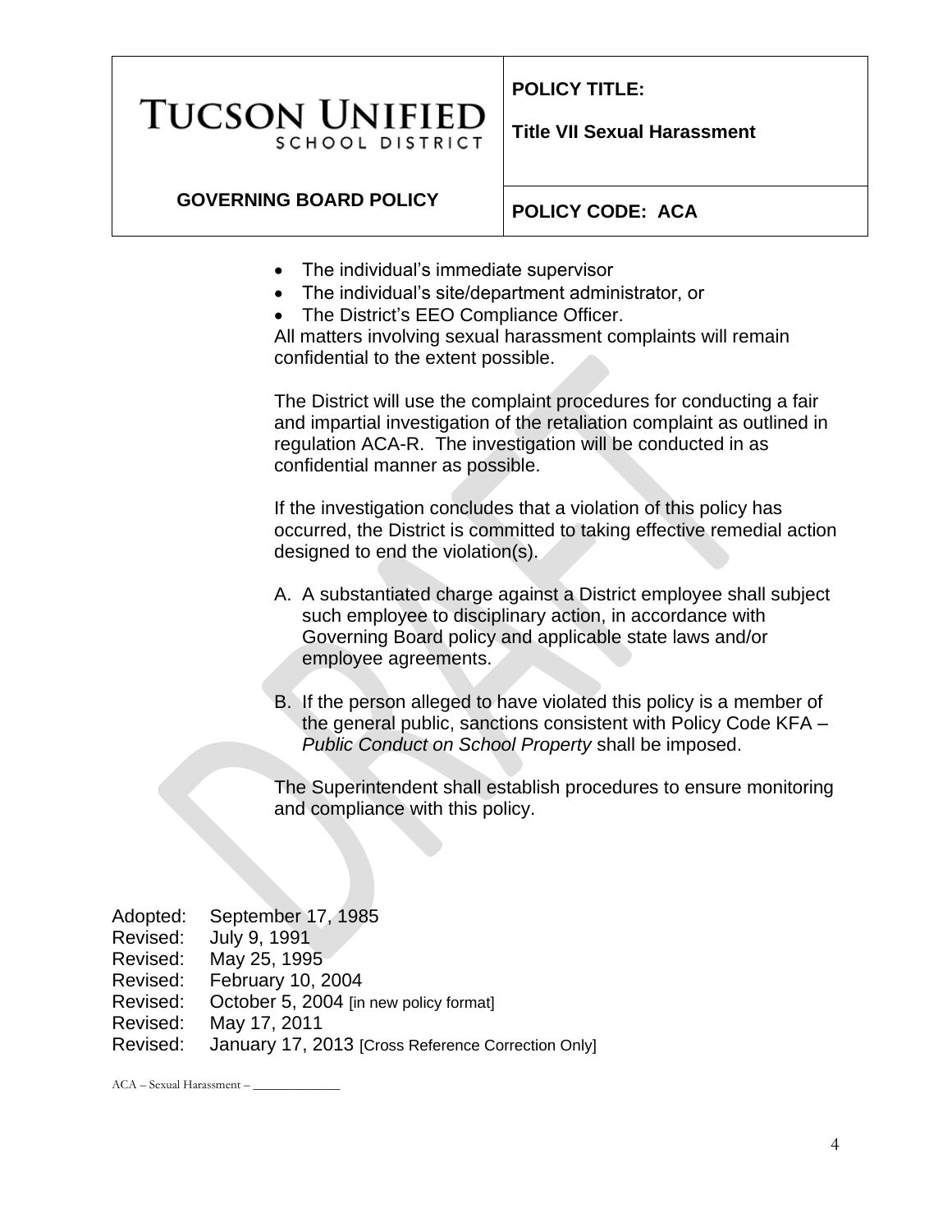- The individual's immediate supervisor
- The individual's site/department administrator, or
- The District's EEO Compliance Officer.

All matters involving sexual harassment complaints will remain confidential to the extent possible.

The District will use the complaint procedures for conducting a fair and impartial investigation of the retaliation complaint as outlined in regulation ACA-R. The investigation will be conducted in as confidential manner as possible.

If the investigation concludes that a violation of this policy has occurred, the District is committed to taking effective remedial action designed to end the violation(s).

A. A substantiated charge against a District employee shall subject such employee to disciplinary action, in accordance with Governing Board policy and applicable state laws and/or employee agreements.

B. If the person alleged to have violated this policy is a member of the general public, sanctions consistent with Policy Code KFA – *Public Conduct on School Property* shall be imposed.

The Superintendent shall establish procedures to ensure monitoring and compliance with this policy.

Adopted: September 17, 1985
Revised: July 9, 1991
Revised: May 25, 1995
Revised: February 10, 2004
Revised: October 5, 2004 [in new policy format]
Revised: May 17, 2011
Revised: January 17, 2013 [Cross Reference Correction Only]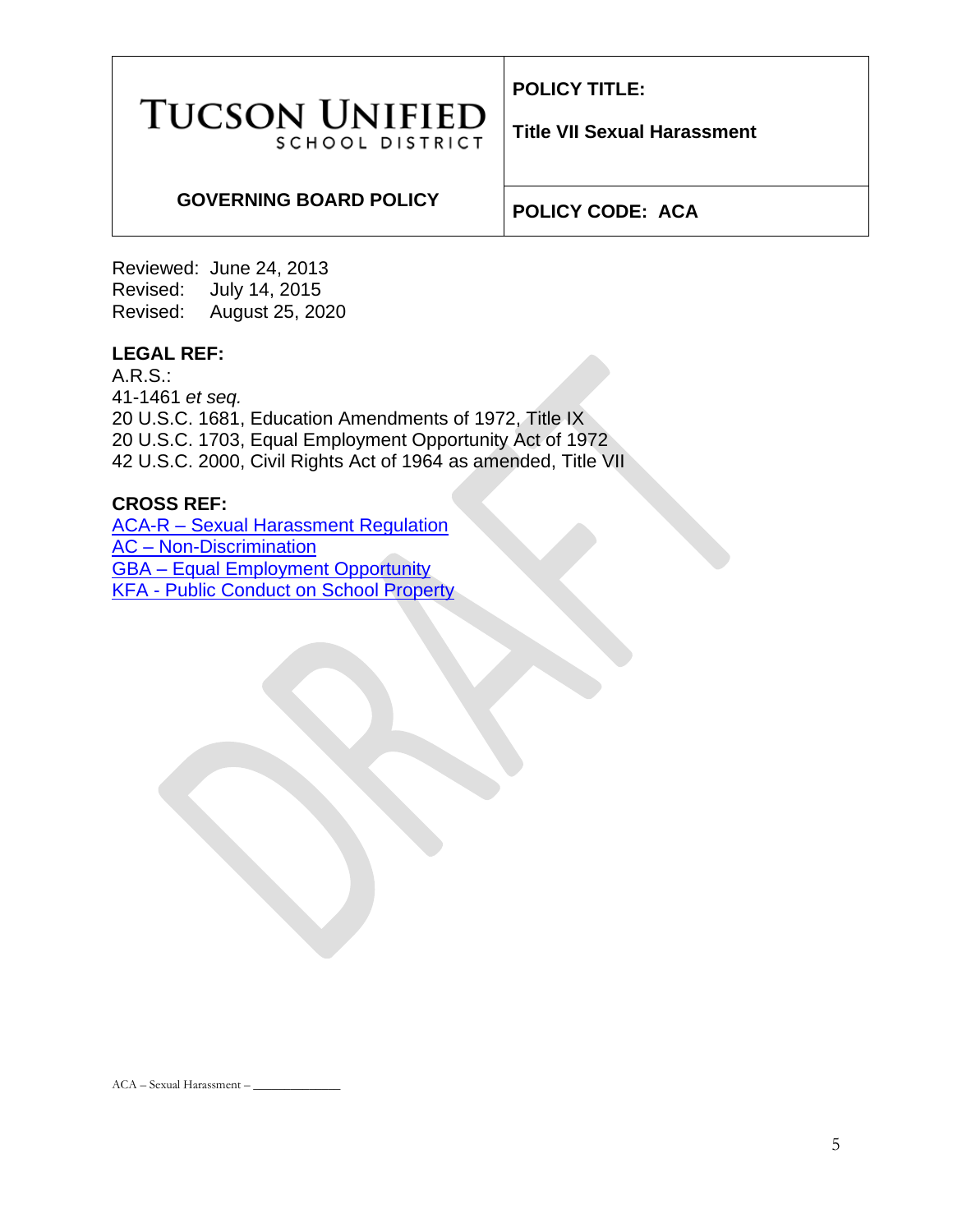| | |
|---|---|
| **TUCSON UNIFIED** SCHOOL DISTRICT | **POLICY TITLE:** **Title VII Sexual Harassment** |
| **GOVERNING BOARD POLICY** | **POLICY CODE: ACA** |

Reviewed: June 24, 2013
Revised: July 14, 2015
Revised: August 25, 2020

**LEGAL REF:**
A.R.S.:
41-1461 *et seq.*
20 U.S.C. 1681, Education Amendments of 1972, Title IX
20 U.S.C. 1703, Equal Employment Opportunity Act of 1972
42 U.S.C. 2000, Civil Rights Act of 1964 as amended, Title VII

**CROSS REF:**
ACA-R – Sexual Harassment Regulation
AC – Non-Discrimination
GBA – Equal Employment Opportunity
KFA - Public Conduct on School Property

DRAFT

ACA – Sexual Harassment – ______________